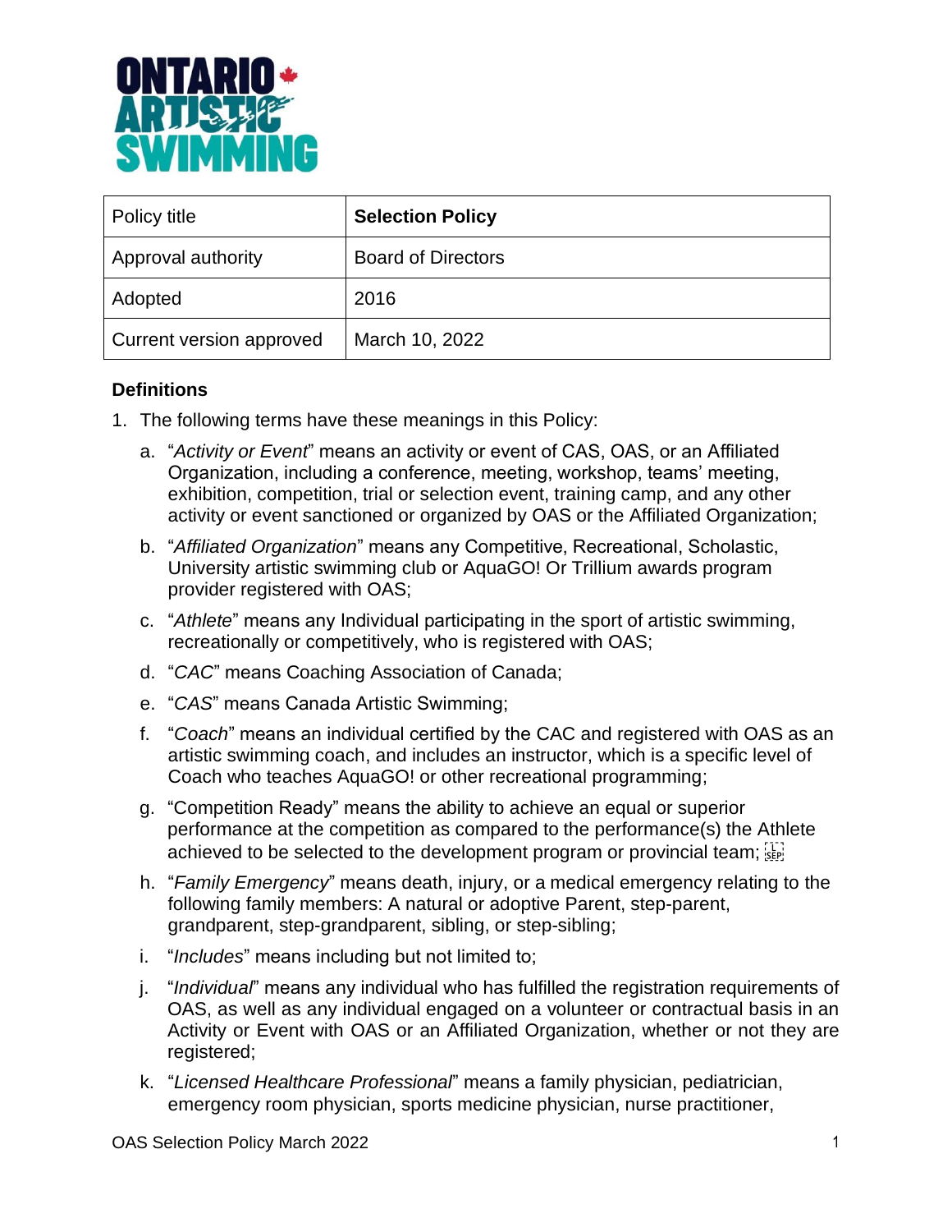| Policy title | **Selection Policy** |
| --- | --- |
| Approval authority | Board of Directors |
| Adopted | 2016 |
| Current version approved | March 10, 2022 |

**Definitions**

1. The following terms have these meanings in this Policy:
   a. "*Activity or Event*" means an activity or event of CAS, OAS, or an Affiliated Organization, including a conference, meeting, workshop, teams' meeting, exhibition, competition, trial or selection event, training camp, and any other activity or event sanctioned or organized by OAS or the Affiliated Organization;
   b. "*Affiliated Organization*" means any Competitive, Recreational, Scholastic, University artistic swimming club or AquaGO! Or Trillium awards program provider registered with OAS;
   c. "*Athlete*" means any Individual participating in the sport of artistic swimming, recreationally or competitively, who is registered with OAS;
   d. "*CAC*" means Coaching Association of Canada;
   e. "*CAS*" means Canada Artistic Swimming;
   f. "*Coach*" means an individual certified by the CAC and registered with OAS as an artistic swimming coach, and includes an instructor, which is a specific level of Coach who teaches AquaGO! or other recreational programming;
   g. "Competition Ready" means the ability to achieve an equal or superior performance at the competition as compared to the performance(s) the Athlete achieved to be selected to the development program or provincial team;
   h. "*Family Emergency*" means death, injury, or a medical emergency relating to the following family members: A natural or adoptive Parent, step-parent, grandparent, step-grandparent, sibling, or step-sibling;
   i. "*Includes*" means including but not limited to;
   j. "*Individual*" means any individual who has fulfilled the registration requirements of OAS, as well as any individual engaged on a volunteer or contractual basis in an Activity or Event with OAS or an Affiliated Organization, whether or not they are registered;
   k. "*Licensed Healthcare Professional*" means a family physician, pediatrician, emergency room physician, sports medicine physician, nurse practitioner,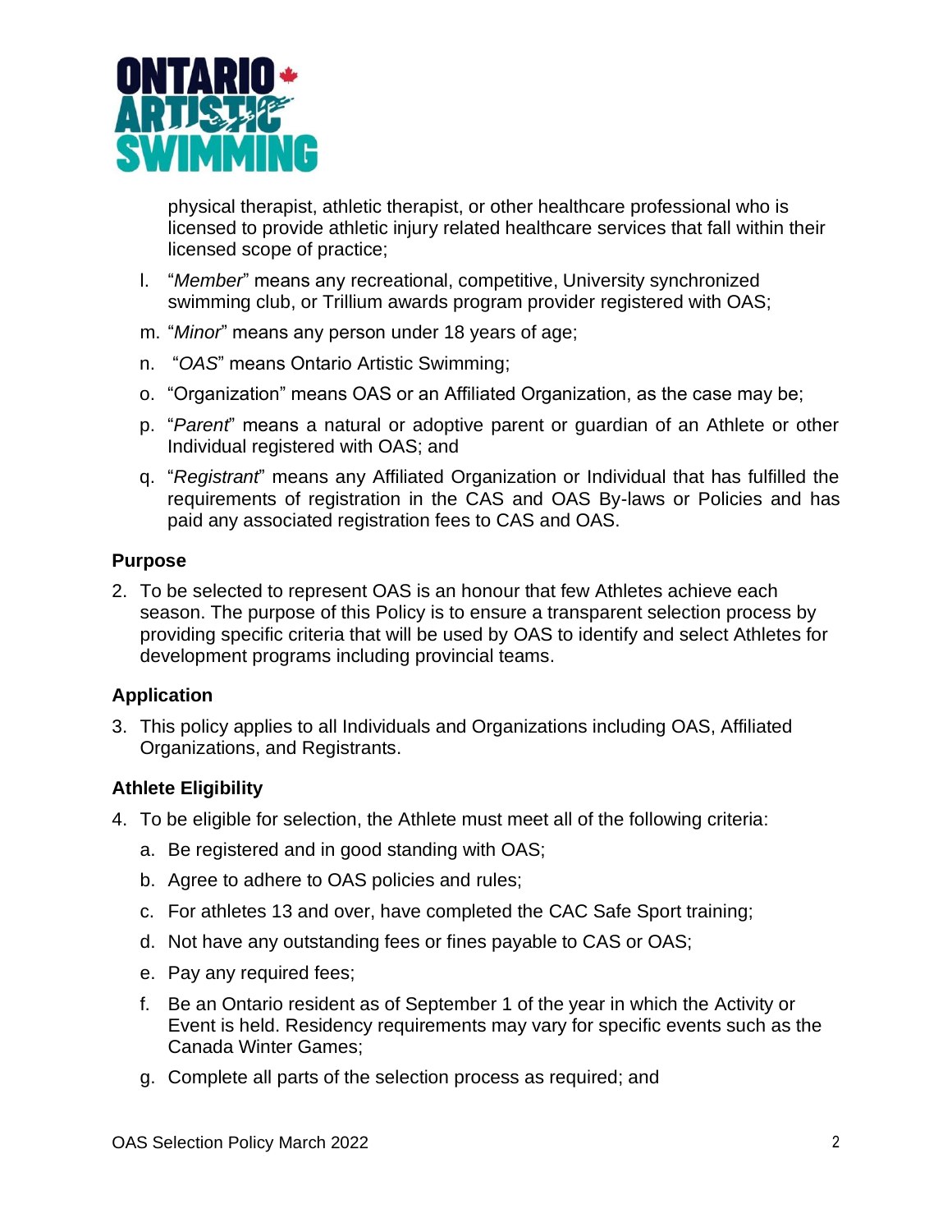physical therapist, athletic therapist, or other healthcare professional who is licensed to provide athletic injury related healthcare services that fall within their licensed scope of practice;

l. "*Member*" means any recreational, competitive, University synchronized swimming club, or Trillium awards program provider registered with OAS;

m. "*Minor*" means any person under 18 years of age;

n. "*OAS*" means Ontario Artistic Swimming;

o. "Organization" means OAS or an Affiliated Organization, as the case may be;

p. "*Parent*" means a natural or adoptive parent or guardian of an Athlete or other Individual registered with OAS; and

q. "*Registrant*" means any Affiliated Organization or Individual that has fulfilled the requirements of registration in the CAS and OAS By-laws or Policies and has paid any associated registration fees to CAS and OAS.

**Purpose**

2. To be selected to represent OAS is an honour that few Athletes achieve each season. The purpose of this Policy is to ensure a transparent selection process by providing specific criteria that will be used by OAS to identify and select Athletes for development programs including provincial teams.

**Application**

3. This policy applies to all Individuals and Organizations including OAS, Affiliated Organizations, and Registrants.

**Athlete Eligibility**

4. To be eligible for selection, the Athlete must meet all of the following criteria:
   a. Be registered and in good standing with OAS;
   b. Agree to adhere to OAS policies and rules;
   c. For athletes 13 and over, have completed the CAC Safe Sport training;
   d. Not have any outstanding fees or fines payable to CAS or OAS;
   e. Pay any required fees;
   f. Be an Ontario resident as of September 1 of the year in which the Activity or Event is held. Residency requirements may vary for specific events such as the Canada Winter Games;
   g. Complete all parts of the selection process as required; and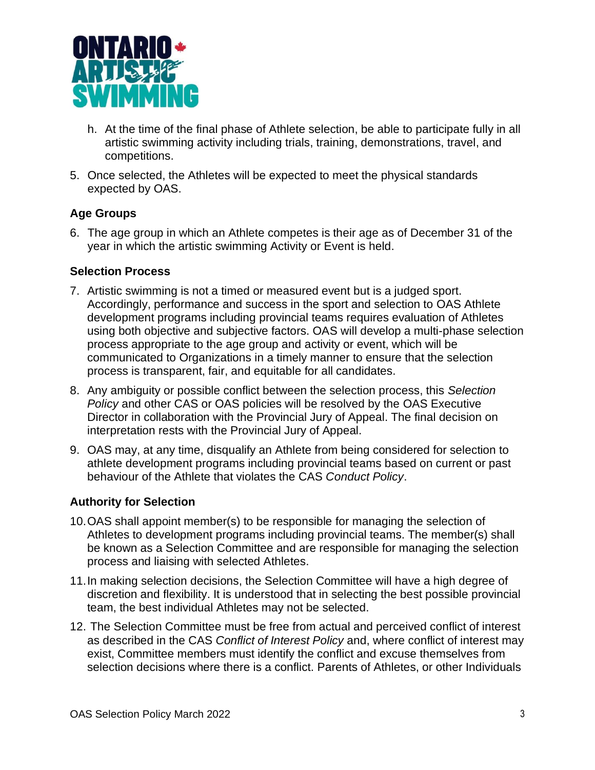h. At the time of the final phase of Athlete selection, be able to participate fully in all artistic swimming activity including trials, training, demonstrations, travel, and competitions.

5. Once selected, the Athletes will be expected to meet the physical standards expected by OAS.

### Age Groups

6. The age group in which an Athlete competes is their age as of December 31 of the year in which the artistic swimming Activity or Event is held.

### Selection Process

7. Artistic swimming is not a timed or measured event but is a judged sport. Accordingly, performance and success in the sport and selection to OAS Athlete development programs including provincial teams requires evaluation of Athletes using both objective and subjective factors. OAS will develop a multi-phase selection process appropriate to the age group and activity or event, which will be communicated to Organizations in a timely manner to ensure that the selection process is transparent, fair, and equitable for all candidates.

8. Any ambiguity or possible conflict between the selection process, this *Selection Policy* and other CAS or OAS policies will be resolved by the OAS Executive Director in collaboration with the Provincial Jury of Appeal. The final decision on interpretation rests with the Provincial Jury of Appeal.

9. OAS may, at any time, disqualify an Athlete from being considered for selection to athlete development programs including provincial teams based on current or past behaviour of the Athlete that violates the CAS *Conduct Policy*.

### Authority for Selection

10. OAS shall appoint member(s) to be responsible for managing the selection of Athletes to development programs including provincial teams. The member(s) shall be known as a Selection Committee and are responsible for managing the selection process and liaising with selected Athletes.

11. In making selection decisions, the Selection Committee will have a high degree of discretion and flexibility. It is understood that in selecting the best possible provincial team, the best individual Athletes may not be selected.

12. The Selection Committee must be free from actual and perceived conflict of interest as described in the CAS *Conflict of Interest Policy* and, where conflict of interest may exist, Committee members must identify the conflict and excuse themselves from selection decisions where there is a conflict. Parents of Athletes, or other Individuals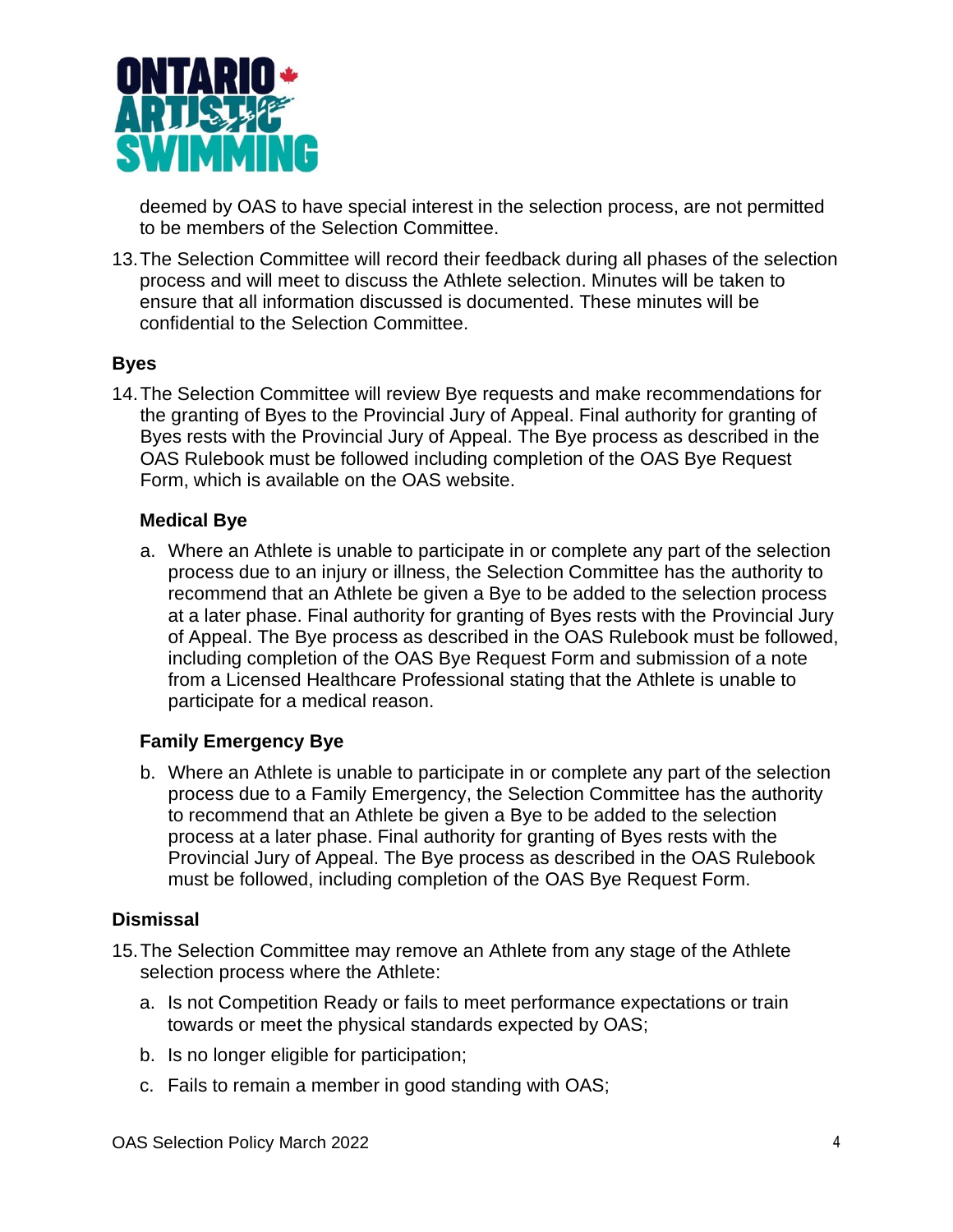deemed by OAS to have special interest in the selection process, are not permitted to be members of the Selection Committee.

13. The Selection Committee will record their feedback during all phases of the selection process and will meet to discuss the Athlete selection. Minutes will be taken to ensure that all information discussed is documented. These minutes will be confidential to the Selection Committee.

### Byes

14. The Selection Committee will review Bye requests and make recommendations for the granting of Byes to the Provincial Jury of Appeal. Final authority for granting of Byes rests with the Provincial Jury of Appeal. The Bye process as described in the OAS Rulebook must be followed including completion of the OAS Bye Request Form, which is available on the OAS website.

#### Medical Bye

a. Where an Athlete is unable to participate in or complete any part of the selection process due to an injury or illness, the Selection Committee has the authority to recommend that an Athlete be given a Bye to be added to the selection process at a later phase. Final authority for granting of Byes rests with the Provincial Jury of Appeal. The Bye process as described in the OAS Rulebook must be followed, including completion of the OAS Bye Request Form and submission of a note from a Licensed Healthcare Professional stating that the Athlete is unable to participate for a medical reason.

#### Family Emergency Bye

b. Where an Athlete is unable to participate in or complete any part of the selection process due to a Family Emergency, the Selection Committee has the authority to recommend that an Athlete be given a Bye to be added to the selection process at a later phase. Final authority for granting of Byes rests with the Provincial Jury of Appeal. The Bye process as described in the OAS Rulebook must be followed, including completion of the OAS Bye Request Form.

### Dismissal

15. The Selection Committee may remove an Athlete from any stage of the Athlete selection process where the Athlete:

    a. Is not Competition Ready or fails to meet performance expectations or train towards or meet the physical standards expected by OAS;

    b. Is no longer eligible for participation;

    c. Fails to remain a member in good standing with OAS;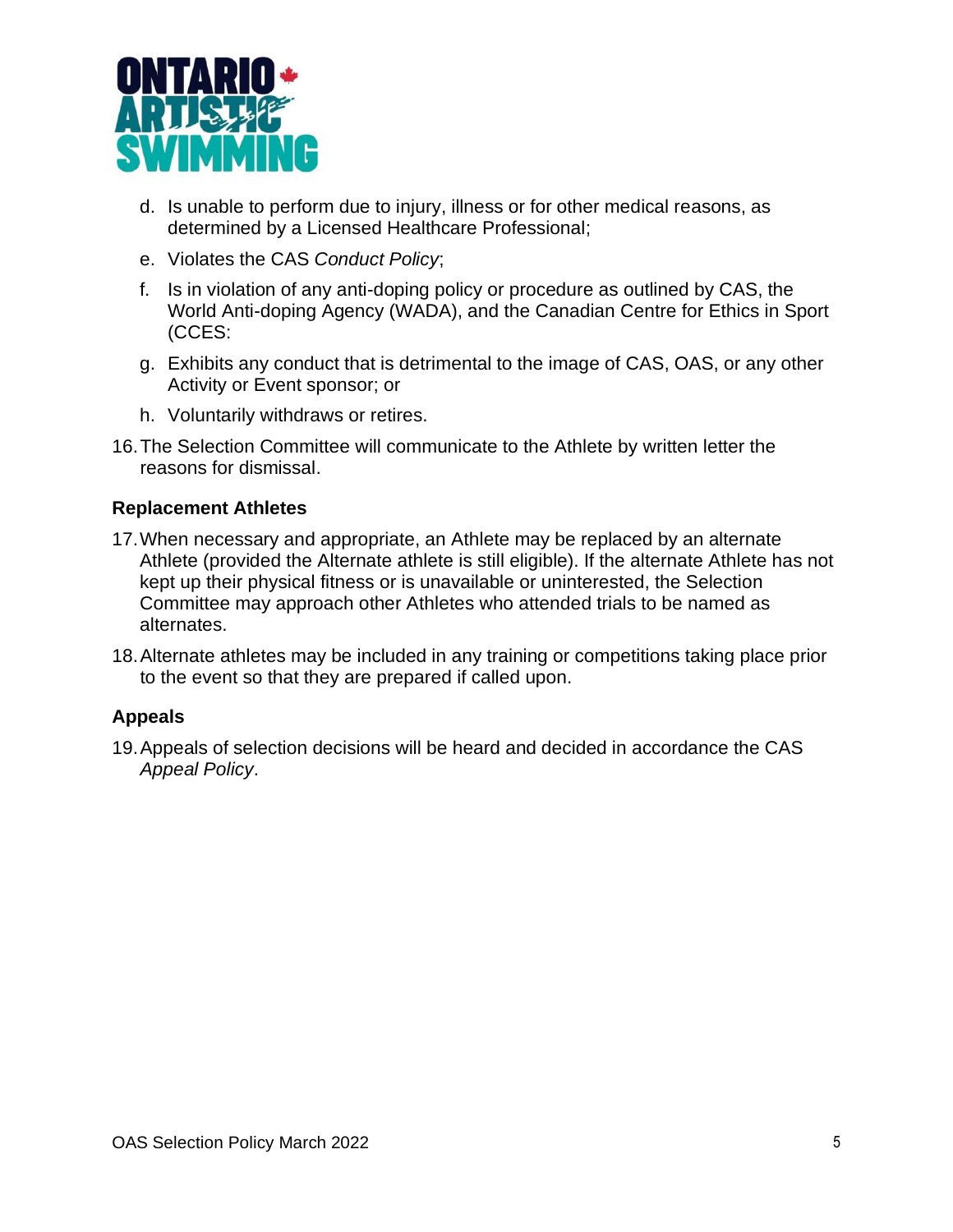d. Is unable to perform due to injury, illness or for other medical reasons, as determined by a Licensed Healthcare Professional;

e. Violates the CAS *Conduct Policy*;

f. Is in violation of any anti-doping policy or procedure as outlined by CAS, the World Anti-doping Agency (WADA), and the Canadian Centre for Ethics in Sport (CCES:

g. Exhibits any conduct that is detrimental to the image of CAS, OAS, or any other Activity or Event sponsor; or

h. Voluntarily withdraws or retires.

16. The Selection Committee will communicate to the Athlete by written letter the reasons for dismissal.

**Replacement Athletes**

17. When necessary and appropriate, an Athlete may be replaced by an alternate Athlete (provided the Alternate athlete is still eligible). If the alternate Athlete has not kept up their physical fitness or is unavailable or uninterested, the Selection Committee may approach other Athletes who attended trials to be named as alternates.

18. Alternate athletes may be included in any training or competitions taking place prior to the event so that they are prepared if called upon.

**Appeals**

19. Appeals of selection decisions will be heard and decided in accordance the CAS *Appeal Policy*.